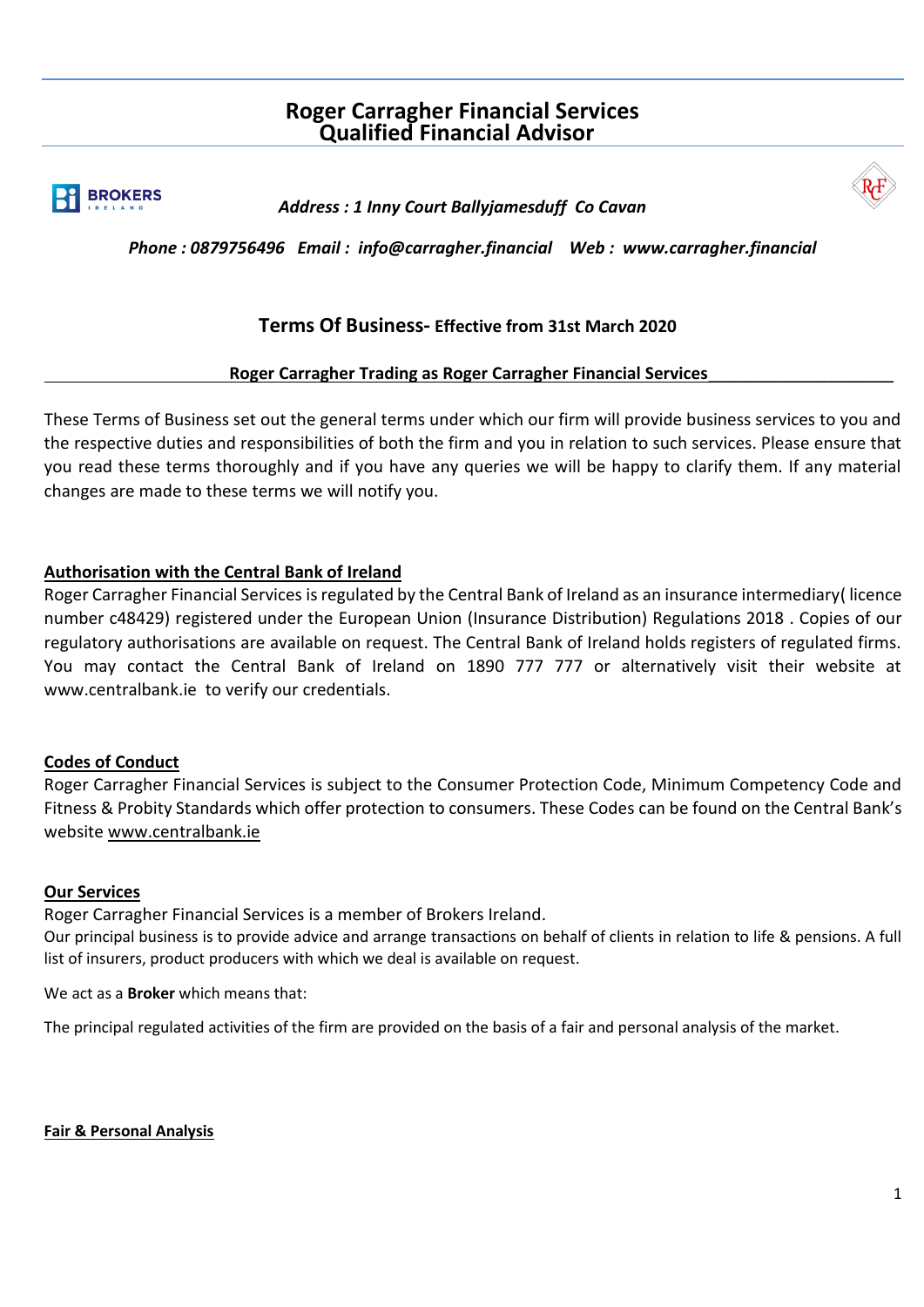# Roger Carragher Financial Services
# Qualified Financial Advisor

***Address : 1 Inny Court Ballyjamesduff Co Cavan***

***Phone : 0879756496 Email : info@carragher.financial Web : www.carragher.financial***

## Terms Of Business- Effective from 31st March 2020

**Roger Carragher Trading as Roger Carragher Financial Services**

These Terms of Business set out the general terms under which our firm will provide business services to you and the respective duties and responsibilities of both the firm and you in relation to such services. Please ensure that you read these terms thoroughly and if you have any queries we will be happy to clarify them. If any material changes are made to these terms we will notify you.

### Authorisation with the Central Bank of Ireland

Roger Carragher Financial Services is regulated by the Central Bank of Ireland as an insurance intermediary( licence number c48429) registered under the European Union (Insurance Distribution) Regulations 2018 . Copies of our regulatory authorisations are available on request. The Central Bank of Ireland holds registers of regulated firms. You may contact the Central Bank of Ireland on 1890 777 777 or alternatively visit their website at www.centralbank.ie to verify our credentials.

### Codes of Conduct

Roger Carragher Financial Services is subject to the Consumer Protection Code, Minimum Competency Code and Fitness & Probity Standards which offer protection to consumers. These Codes can be found on the Central Bank's website www.centralbank.ie

### Our Services

Roger Carragher Financial Services is a member of Brokers Ireland.

Our principal business is to provide advice and arrange transactions on behalf of clients in relation to life & pensions. A full list of insurers, product producers with which we deal is available on request.

We act as a **Broker** which means that:

The principal regulated activities of the firm are provided on the basis of a fair and personal analysis of the market.

### Fair & Personal Analysis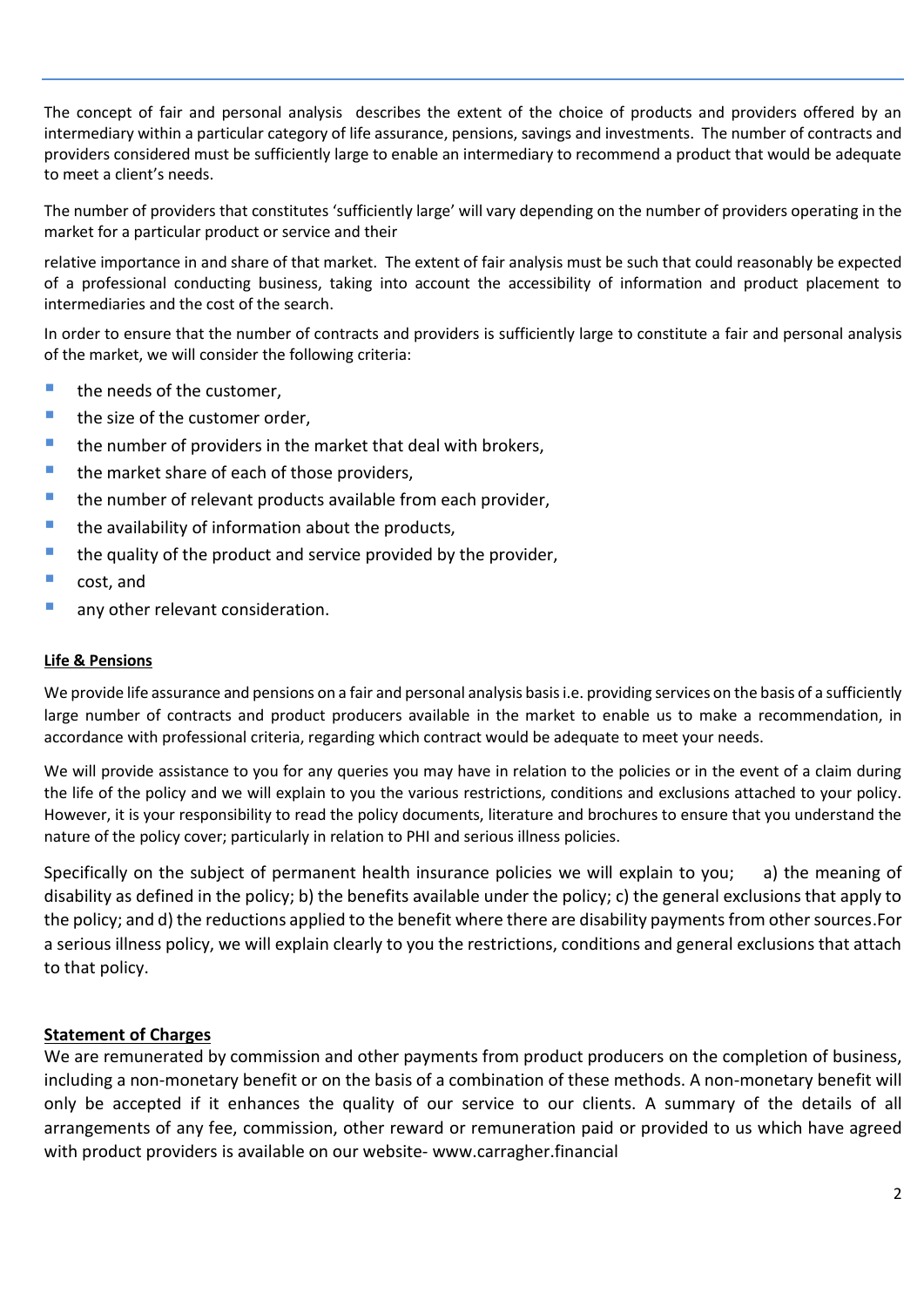The concept of fair and personal analysis  describes the extent of the choice of products and providers offered by an intermediary within a particular category of life assurance, pensions, savings and investments.  The number of contracts and providers considered must be sufficiently large to enable an intermediary to recommend a product that would be adequate to meet a client's needs.

The number of providers that constitutes 'sufficiently large' will vary depending on the number of providers operating in the market for a particular product or service and their

relative importance in and share of that market.  The extent of fair analysis must be such that could reasonably be expected of a professional conducting business, taking into account the accessibility of information and product placement to intermediaries and the cost of the search.

In order to ensure that the number of contracts and providers is sufficiently large to constitute a fair and personal analysis of the market, we will consider the following criteria:

- the needs of the customer,
- the size of the customer order,
- the number of providers in the market that deal with brokers,
- the market share of each of those providers,
- the number of relevant products available from each provider,
- the availability of information about the products,
- the quality of the product and service provided by the provider,
- cost, and
- any other relevant consideration.

**Life & Pensions**

We provide life assurance and pensions on a fair and personal analysis basis i.e. providing services on the basis of a sufficiently large number of contracts and product producers available in the market to enable us to make a recommendation, in accordance with professional criteria, regarding which contract would be adequate to meet your needs.

We will provide assistance to you for any queries you may have in relation to the policies or in the event of a claim during the life of the policy and we will explain to you the various restrictions, conditions and exclusions attached to your policy. However, it is your responsibility to read the policy documents, literature and brochures to ensure that you understand the nature of the policy cover; particularly in relation to PHI and serious illness policies.

Specifically on the subject of permanent health insurance policies we will explain to you;     a) the meaning of disability as defined in the policy; b) the benefits available under the policy; c) the general exclusions that apply to the policy; and d) the reductions applied to the benefit where there are disability payments from other sources.For a serious illness policy, we will explain clearly to you the restrictions, conditions and general exclusions that attach to that policy.

**Statement of Charges**

We are remunerated by commission and other payments from product producers on the completion of business, including a non-monetary benefit or on the basis of a combination of these methods. A non-monetary benefit will only be accepted if it enhances the quality of our service to our clients. A summary of the details of all arrangements of any fee, commission, other reward or remuneration paid or provided to us which have agreed with product providers is available on our website- www.carragher.financial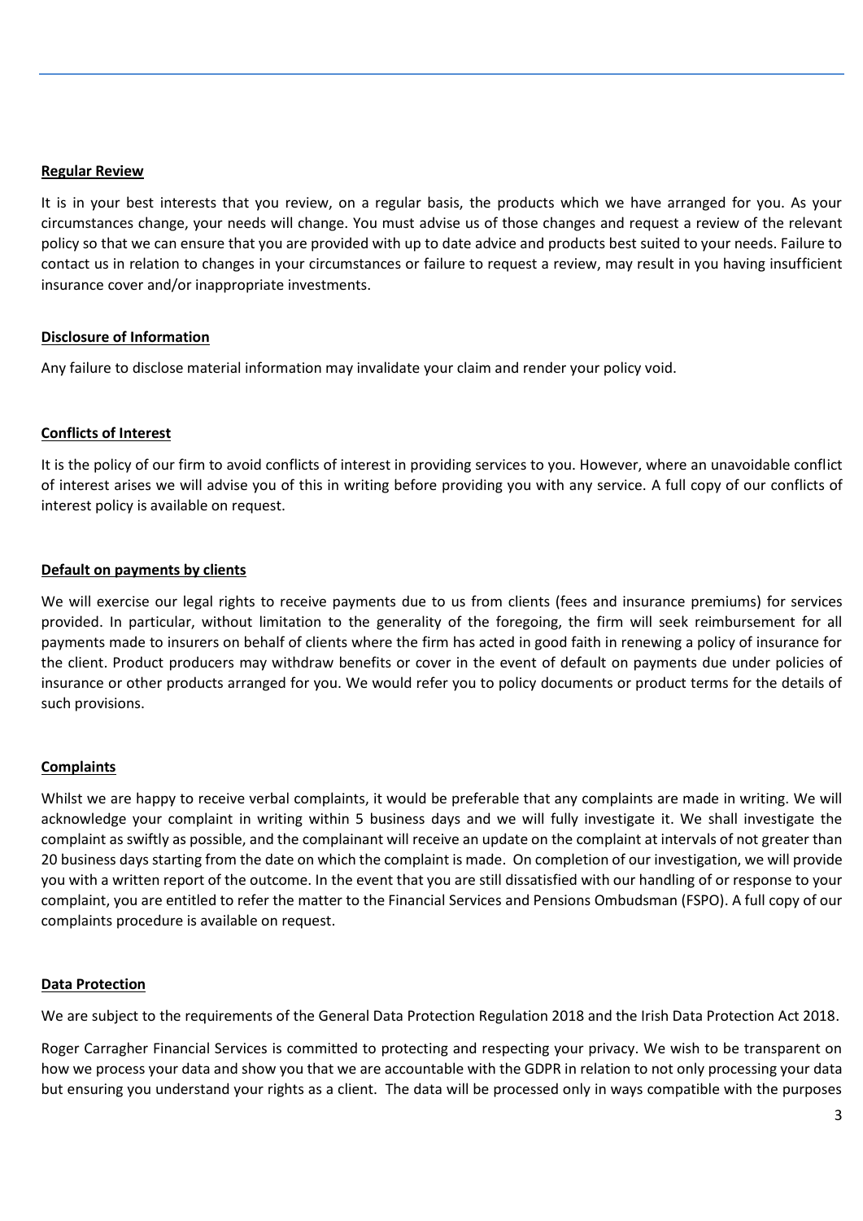**Regular Review**

It is in your best interests that you review, on a regular basis, the products which we have arranged for you. As your circumstances change, your needs will change. You must advise us of those changes and request a review of the relevant policy so that we can ensure that you are provided with up to date advice and products best suited to your needs. Failure to contact us in relation to changes in your circumstances or failure to request a review, may result in you having insufficient insurance cover and/or inappropriate investments.

**Disclosure of Information**

Any failure to disclose material information may invalidate your claim and render your policy void.

**Conflicts of Interest**

It is the policy of our firm to avoid conflicts of interest in providing services to you. However, where an unavoidable conflict of interest arises we will advise you of this in writing before providing you with any service. A full copy of our conflicts of interest policy is available on request.

**Default on payments by clients**

We will exercise our legal rights to receive payments due to us from clients (fees and insurance premiums) for services provided. In particular, without limitation to the generality of the foregoing, the firm will seek reimbursement for all payments made to insurers on behalf of clients where the firm has acted in good faith in renewing a policy of insurance for the client. Product producers may withdraw benefits or cover in the event of default on payments due under policies of insurance or other products arranged for you. We would refer you to policy documents or product terms for the details of such provisions.

**Complaints**

Whilst we are happy to receive verbal complaints, it would be preferable that any complaints are made in writing. We will acknowledge your complaint in writing within 5 business days and we will fully investigate it. We shall investigate the complaint as swiftly as possible, and the complainant will receive an update on the complaint at intervals of not greater than 20 business days starting from the date on which the complaint is made. On completion of our investigation, we will provide you with a written report of the outcome. In the event that you are still dissatisfied with our handling of or response to your complaint, you are entitled to refer the matter to the Financial Services and Pensions Ombudsman (FSPO). A full copy of our complaints procedure is available on request.

**Data Protection**

We are subject to the requirements of the General Data Protection Regulation 2018 and the Irish Data Protection Act 2018.

Roger Carragher Financial Services is committed to protecting and respecting your privacy. We wish to be transparent on how we process your data and show you that we are accountable with the GDPR in relation to not only processing your data but ensuring you understand your rights as a client. The data will be processed only in ways compatible with the purposes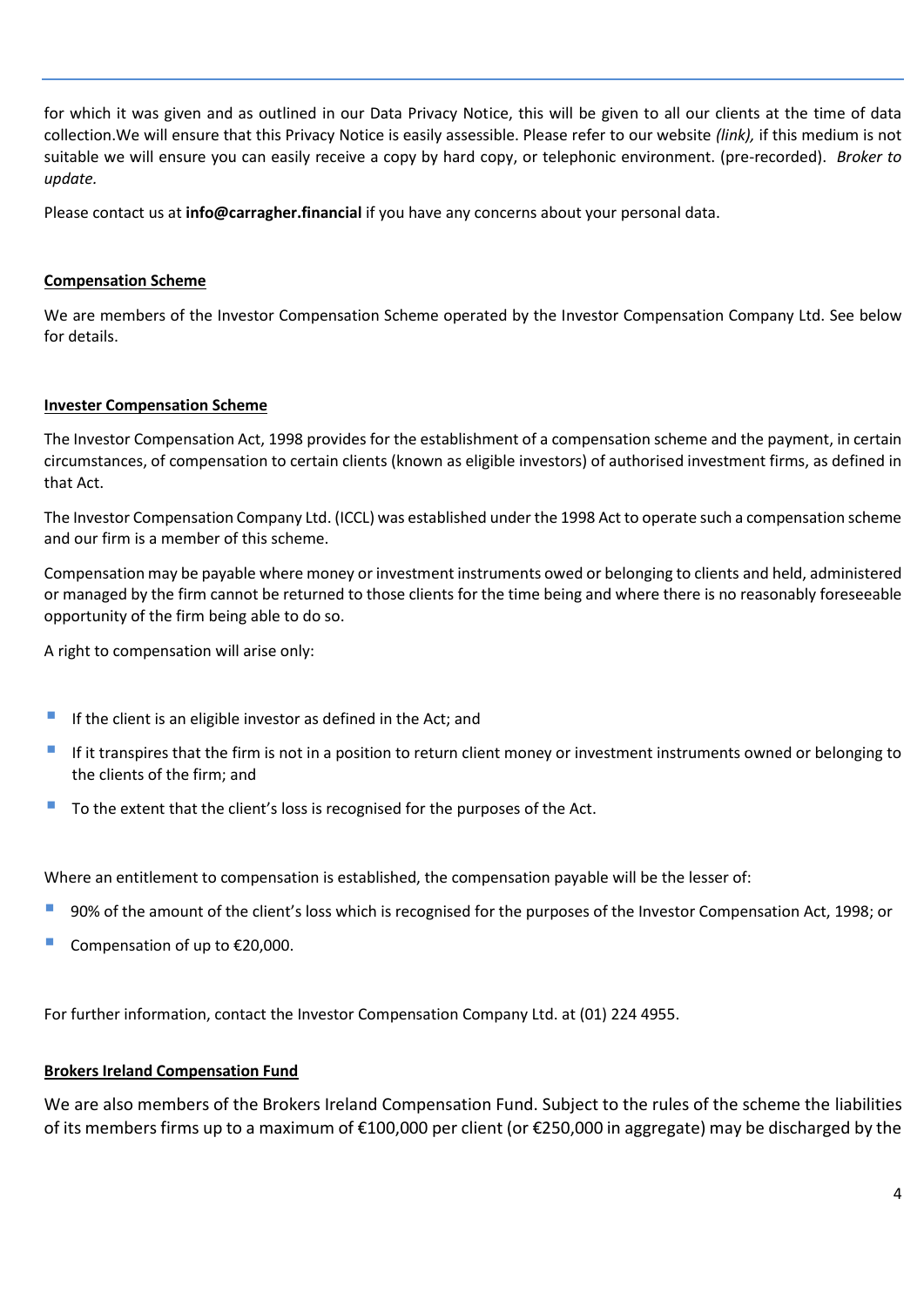for which it was given and as outlined in our Data Privacy Notice, this will be given to all our clients at the time of data collection.We will ensure that this Privacy Notice is easily assessible. Please refer to our website *(link),* if this medium is not suitable we will ensure you can easily receive a copy by hard copy, or telephonic environment. (pre-recorded). *Broker to update.*

Please contact us at **info@carragher.financial** if you have any concerns about your personal data.

**Compensation Scheme**

We are members of the Investor Compensation Scheme operated by the Investor Compensation Company Ltd. See below for details.

**Invester Compensation Scheme**

The Investor Compensation Act, 1998 provides for the establishment of a compensation scheme and the payment, in certain circumstances, of compensation to certain clients (known as eligible investors) of authorised investment firms, as defined in that Act.

The Investor Compensation Company Ltd. (ICCL) was established under the 1998 Act to operate such a compensation scheme and our firm is a member of this scheme.

Compensation may be payable where money or investment instruments owed or belonging to clients and held, administered or managed by the firm cannot be returned to those clients for the time being and where there is no reasonably foreseeable opportunity of the firm being able to do so.

A right to compensation will arise only:

- If the client is an eligible investor as defined in the Act; and
- If it transpires that the firm is not in a position to return client money or investment instruments owned or belonging to the clients of the firm; and
- To the extent that the client's loss is recognised for the purposes of the Act.

Where an entitlement to compensation is established, the compensation payable will be the lesser of:

- 90% of the amount of the client's loss which is recognised for the purposes of the Investor Compensation Act, 1998; or
- Compensation of up to €20,000.

For further information, contact the Investor Compensation Company Ltd. at (01) 224 4955.

**Brokers Ireland Compensation Fund**

We are also members of the Brokers Ireland Compensation Fund. Subject to the rules of the scheme the liabilities of its members firms up to a maximum of €100,000 per client (or €250,000 in aggregate) may be discharged by the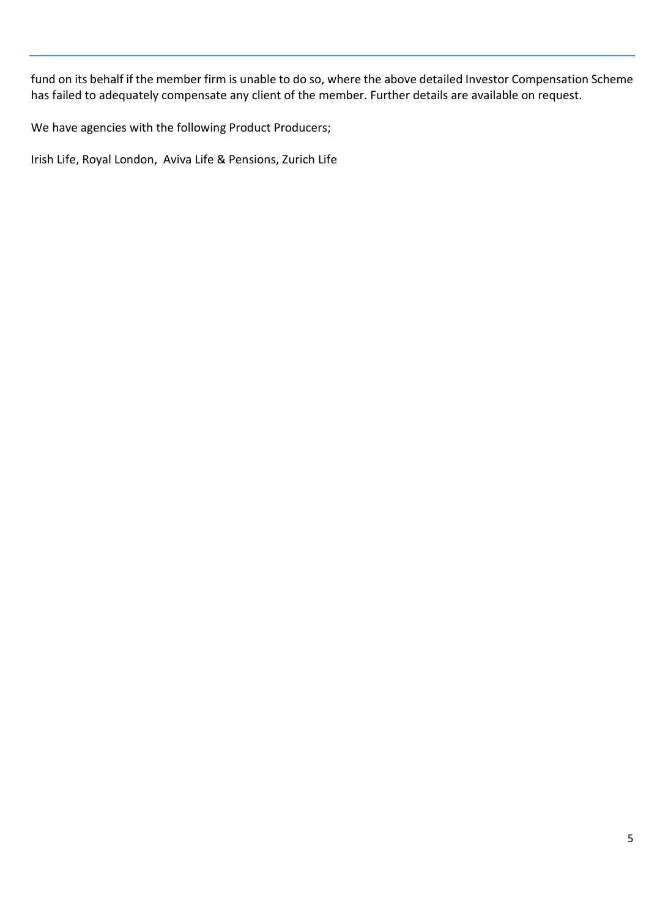fund on its behalf if the member firm is unable to do so, where the above detailed Investor Compensation Scheme has failed to adequately compensate any client of the member. Further details are available on request.

We have agencies with the following Product Producers;

Irish Life, Royal London, Aviva Life & Pensions, Zurich Life